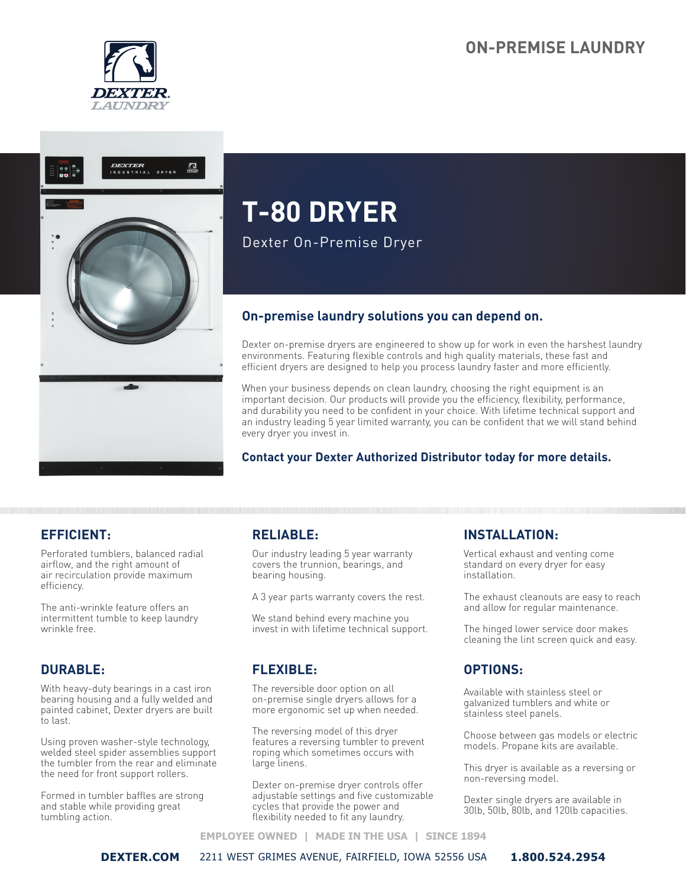ON-PREMISE LAUNDRY

# T-80 DRYER

Dexter On-Premise Dryer

## On-premise laundry solutions you can depend on.

Dexter on-premise dryers are engineered to show up for work in even the harshest laundry environments. Featuring flexible controls and high quality materials, these fast and efficient dryers are designed to help you process laundry faster and more efficiently.

When your business depends on clean laundry, choosing the right equipment is an important decision. Our products will provide you the efficiency, flexibility, performance, and durability you need to be confident in your choice. With lifetime technical support and an industry leading 5 year limited warranty, you can be confident that we will stand behind every dryer you invest in.

**Contact your Dexter Authorized Distributor today for more details.**

### EFFICIENT:

Perforated tumblers, balanced radial airflow, and the right amount of air recirculation provide maximum efficiency.

The anti-wrinkle feature offers an intermittent tumble to keep laundry wrinkle free.

### DURABLE:

With heavy-duty bearings in a cast iron bearing housing and a fully welded and painted cabinet, Dexter dryers are built to last.

Using proven washer-style technology, welded steel spider assemblies support the tumbler from the rear and eliminate the need for front support rollers.

Formed in tumbler baffles are strong and stable while providing great tumbling action.

### RELIABLE:

Our industry leading 5 year warranty covers the trunnion, bearings, and bearing housing.

A 3 year parts warranty covers the rest.

We stand behind every machine you invest in with lifetime technical support.

### FLEXIBLE:

The reversible door option on all on-premise single dryers allows for a more ergonomic set up when needed.

The reversing model of this dryer features a reversing tumbler to prevent roping which sometimes occurs with large linens.

Dexter on-premise dryer controls offer adjustable settings and five customizable cycles that provide the power and flexibility needed to fit any laundry.

### INSTALLATION:

Vertical exhaust and venting come standard on every dryer for easy installation.

The exhaust cleanouts are easy to reach and allow for regular maintenance.

The hinged lower service door makes cleaning the lint screen quick and easy.

### OPTIONS:

Available with stainless steel or galvanized tumblers and white or stainless steel panels.

Choose between gas models or electric models. Propane kits are available.

This dryer is available as a reversing or non-reversing model.

Dexter single dryers are available in 30lb, 50lb, 80lb, and 120lb capacities.

EMPLOYEE OWNED | MADE IN THE USA | SINCE 1894

**DEXTER.COM** 2211 WEST GRIMES AVENUE, FAIRFIELD, IOWA 52556 USA **1.800.524.2954**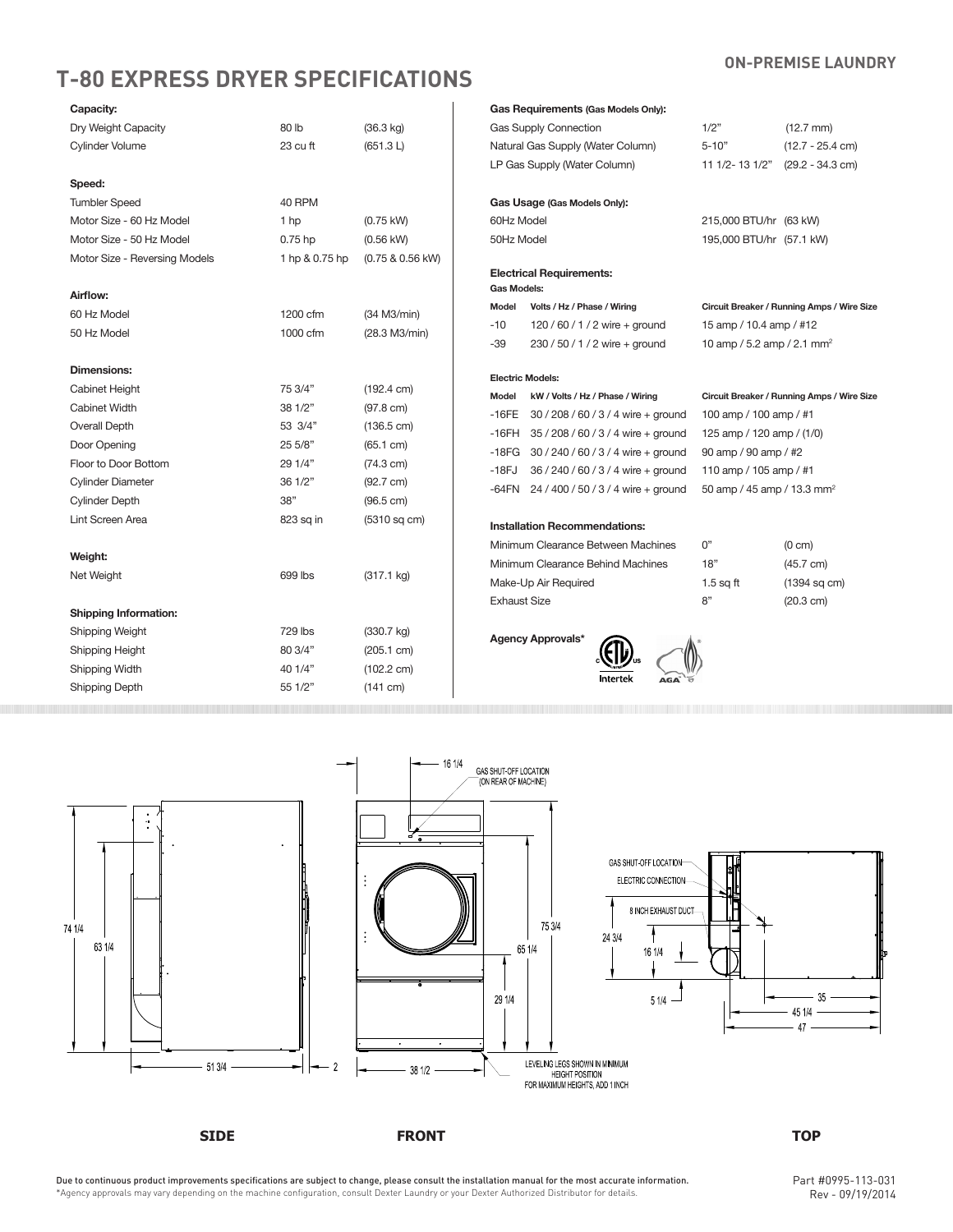# T-80 EXPRESS DRYER SPECIFICATIONS

ON-PREMISE LAUNDRY

| | | |
|---|---|---|
| **Capacity:** | | |
| Dry Weight Capacity | 80 lb | (36.3 kg) |
| Cylinder Volume | 23 cu ft | (651.3 L) |
| **Speed:** | | |
| Tumbler Speed | 40 RPM | |
| Motor Size - 60 Hz Model | 1 hp | (0.75 kW) |
| Motor Size - 50 Hz Model | 0.75 hp | (0.56 kW) |
| Motor Size - Reversing Models | 1 hp & 0.75 hp | (0.75 & 0.56 kW) |
| **Airflow:** | | |
| 60 Hz Model | 1200 cfm | (34 M3/min) |
| 50 Hz Model | 1000 cfm | (28.3 M3/min) |
| **Dimensions:** | | |
| Cabinet Height | 75 3/4" | (192.4 cm) |
| Cabinet Width | 38 1/2" | (97.8 cm) |
| Overall Depth | 53 3/4" | (136.5 cm) |
| Door Opening | 25 5/8" | (65.1 cm) |
| Floor to Door Bottom | 29 1/4" | (74.3 cm) |
| Cylinder Diameter | 36 1/2" | (92.7 cm) |
| Cylinder Depth | 38" | (96.5 cm) |
| Lint Screen Area | 823 sq in | (5310 sq cm) |
| **Weight:** | | |
| Net Weight | 699 lbs | (317.1 kg) |
| **Shipping Information:** | | |
| Shipping Weight | 729 lbs | (330.7 kg) |
| Shipping Height | 80 3/4" | (205.1 cm) |
| Shipping Width | 40 1/4" | (102.2 cm) |
| Shipping Depth | 55 1/2" | (141 cm) |

| | | |
|---|---|---|
| **Gas Requirements (Gas Models Only):** | | |
| Gas Supply Connection | 1/2" | (12.7 mm) |
| Natural Gas Supply (Water Column) | 5-10" | (12.7 - 25.4 cm) |
| LP Gas Supply (Water Column) | 11 1/2- 13 1/2" | (29.2 - 34.3 cm) |
| **Gas Usage (Gas Models Only):** | | |
| 60Hz Model | 215,000 BTU/hr | (63 kW) |
| 50Hz Model | 195,000 BTU/hr | (57.1 kW) |

**Electrical Requirements:**

**Gas Models:**

| Model | Volts / Hz / Phase / Wiring | Circuit Breaker / Running Amps / Wire Size |
|---|---|---|
| -10 | 120 / 60 / 1 / 2 wire + ground | 15 amp / 10.4 amp / #12 |
| -39 | 230 / 50 / 1 / 2 wire + ground | 10 amp / 5.2 amp / 2.1 mm$^2$ |

**Electric Models:**

| Model | kW / Volts / Hz / Phase / Wiring | Circuit Breaker / Running Amps / Wire Size |
|---|---|---|
| -16FE | 30 / 208 / 60 / 3 / 4 wire + ground | 100 amp / 100 amp / #1 |
| -16FH | 35 / 208 / 60 / 3 / 4 wire + ground | 125 amp / 120 amp / (1/0) |
| -18FG | 30 / 240 / 60 / 3 / 4 wire + ground | 90 amp / 90 amp / #2 |
| -18FJ | 36 / 240 / 60 / 3 / 4 wire + ground | 110 amp / 105 amp / #1 |
| -64FN | 24 / 400 / 50 / 3 / 4 wire + ground | 50 amp / 45 amp / 13.3 mm$^2$ |

**Installation Recommendations:**

| | | |
|---|---|---|
| Minimum Clearance Between Machines | 0" | (0 cm) |
| Minimum Clearance Behind Machines | 18" | (45.7 cm) |
| Make-Up Air Required | 1.5 sq ft | (1394 sq cm) |
| Exhaust Size | 8" | (20.3 cm) |

**Agency Approvals***

Intertek AGA

74 1/4
63 1/4
51 3/4
2
16 1/4
GAS SHUT-OFF LOCATION (ON REAR OF MACHINE)
75 3/4
65 1/4
29 1/4
38 1/2
LEVELING LEGS SHOWN IN MINIMUM HEIGHT POSITION FOR MAXIMUM HEIGHTS, ADD 1 INCH
GAS SHUT-OFF LOCATION
ELECTRIC CONNECTION
8 INCH EXHAUST DUCT
24 3/4
16 1/4
5 1/4
35
45 1/4
47

**SIDE** **FRONT** **TOP**

Due to continuous product improvements specifications are subject to change, please consult the installation manual for the most accurate information.
*Agency approvals may vary depending on the machine configuration, consult Dexter Laundry or your Dexter Authorized Distributor for details.

Part #0995-113-031
Rev - 09/19/2014